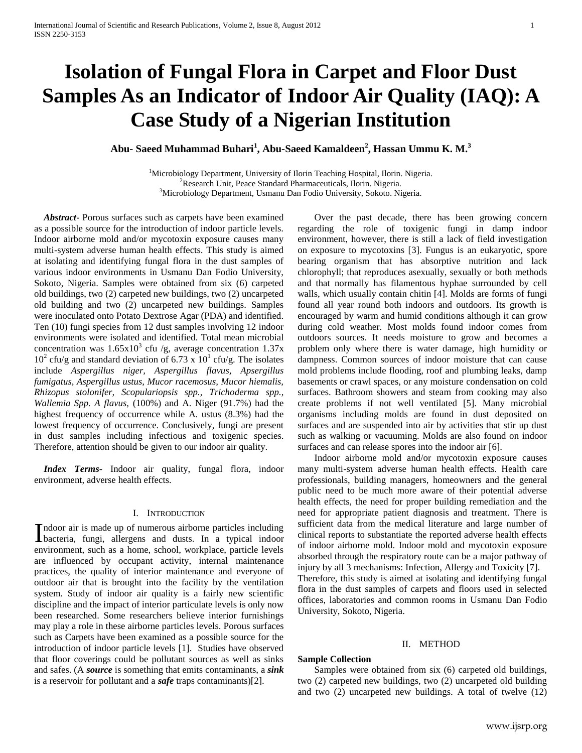# Isolation of Fungal Flora in Carpet and Floor Dust Samples As an Indicator of Indoor Air Quality (IAQ): A Case Study of a Nigerian Institution

**Abu- Saeed Muhammad Buhari[1], Abu-Saeed Kamaldeen[2], Hassan Ummu K. M.[3]**

[1]Microbiology Department, University of Ilorin Teaching Hospital, Ilorin. Nigeria.
[2]Research Unit, Peace Standard Pharmaceuticals, Ilorin. Nigeria.
[3]Microbiology Department, Usmanu Dan Fodio University, Sokoto. Nigeria.

***Abstract*-** Porous surfaces such as carpets have been examined as a possible source for the introduction of indoor particle levels. Indoor airborne mold and/or mycotoxin exposure causes many multi-system adverse human health effects. This study is aimed at isolating and identifying fungal flora in the dust samples of various indoor environments in Usmanu Dan Fodio University, Sokoto, Nigeria. Samples were obtained from six (6) carpeted old buildings, two (2) carpeted new buildings, two (2) uncarpeted old building and two (2) uncarpeted new buildings. Samples were inoculated onto Potato Dextrose Agar (PDA) and identified. Ten (10) fungi species from 12 dust samples involving 12 indoor environments were isolated and identified. Total mean microbial concentration was $1.65x10^3$ cfu /g, average concentration $1.37x\ 10^2$ cfu/g and standard deviation of $6.73\ x\ 10^1$ cfu/g. The isolates include *Aspergillus niger, Aspergillus flavus, Apsergillus fumigatus, Aspergillus ustus, Mucor racemosus, Mucor hiemalis, Rhizopus stolonifer, Scopulariopsis spp., Trichoderma spp., Wallemia Spp. A flavus*, (100%) and A. Niger (91.7%) had the highest frequency of occurrence while A. ustus (8.3%) had the lowest frequency of occurrence. Conclusively, fungi are present in dust samples including infectious and toxigenic species. Therefore, attention should be given to our indoor air quality.

***Index Terms*-** Indoor air quality, fungal flora, indoor environment, adverse health effects.

## I. Introduction

Indoor air is made up of numerous airborne particles including bacteria, fungi, allergens and dusts. In a typical indoor environment, such as a home, school, workplace, particle levels are influenced by occupant activity, internal maintenance practices, the quality of interior maintenance and everyone of outdoor air that is brought into the facility by the ventilation system. Study of indoor air quality is a fairly new scientific discipline and the impact of interior particulate levels is only now been researched. Some researchers believe interior furnishings may play a role in these airborne particles levels. Porous surfaces such as Carpets have been examined as a possible source for the introduction of indoor particle levels [1]. Studies have observed that floor coverings could be pollutant sources as well as sinks and safes. (A ***source*** is something that emits contaminants, a ***sink*** is a reservoir for pollutant and a ***safe*** traps contaminants)[2].

Over the past decade, there has been growing concern regarding the role of toxigenic fungi in damp indoor environment, however, there is still a lack of field investigation on exposure to mycotoxins [3]. Fungus is an eukaryotic, spore bearing organism that has absorptive nutrition and lack chlorophyll; that reproduces asexually, sexually or both methods and that normally has filamentous hyphae surrounded by cell walls, which usually contain chitin [4]. Molds are forms of fungi found all year round both indoors and outdoors. Its growth is encouraged by warm and humid conditions although it can grow during cold weather. Most molds found indoor comes from outdoors sources. It needs moisture to grow and becomes a problem only where there is water damage, high humidity or dampness. Common sources of indoor moisture that can cause mold problems include flooding, roof and plumbing leaks, damp basements or crawl spaces, or any moisture condensation on cold surfaces. Bathroom showers and steam from cooking may also create problems if not well ventilated [5]. Many microbial organisms including molds are found in dust deposited on surfaces and are suspended into air by activities that stir up dust such as walking or vacuuming. Molds are also found on indoor surfaces and can release spores into the indoor air [6].

Indoor airborne mold and/or mycotoxin exposure causes many multi-system adverse human health effects. Health care professionals, building managers, homeowners and the general public need to be much more aware of their potential adverse health effects, the need for proper building remediation and the need for appropriate patient diagnosis and treatment. There is sufficient data from the medical literature and large number of clinical reports to substantiate the reported adverse health effects of indoor airborne mold. Indoor mold and mycotoxin exposure absorbed through the respiratory route can be a major pathway of injury by all 3 mechanisms: Infection, Allergy and Toxicity [7].

Therefore, this study is aimed at isolating and identifying fungal flora in the dust samples of carpets and floors used in selected offices, laboratories and common rooms in Usmanu Dan Fodio University, Sokoto, Nigeria.

## II. METHOD

**Sample Collection**

Samples were obtained from six (6) carpeted old buildings, two (2) carpeted new buildings, two (2) uncarpeted old building and two (2) uncarpeted new buildings. A total of twelve (12)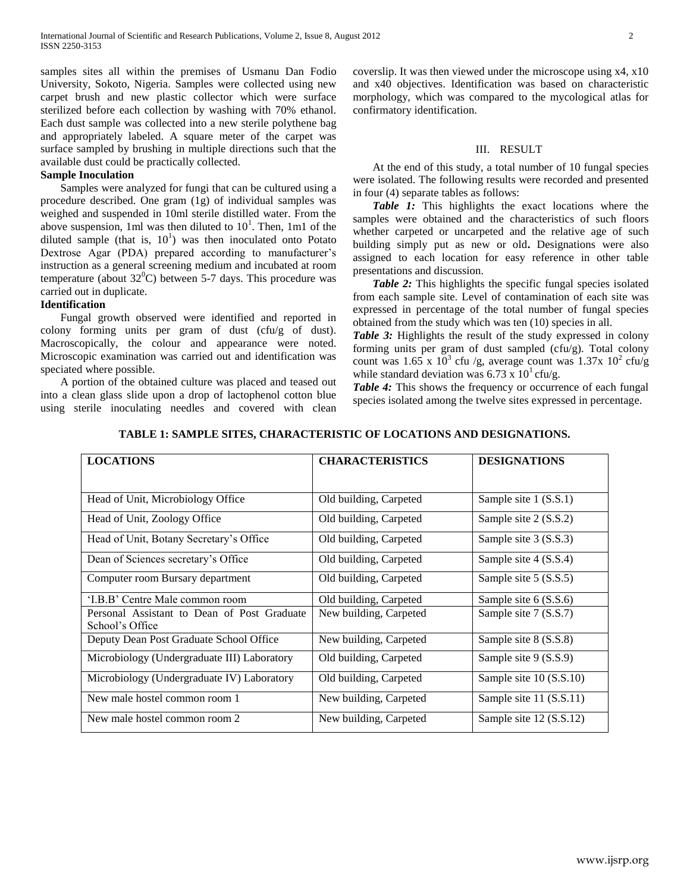samples sites all within the premises of Usmanu Dan Fodio University, Sokoto, Nigeria. Samples were collected using new carpet brush and new plastic collector which were surface sterilized before each collection by washing with 70% ethanol. Each dust sample was collected into a new sterile polythene bag and appropriately labeled. A square meter of the carpet was surface sampled by brushing in multiple directions such that the available dust could be practically collected.

**Sample Inoculation**

Samples were analyzed for fungi that can be cultured using a procedure described. One gram (1g) of individual samples was weighed and suspended in 10ml sterile distilled water. From the above suspension, 1ml was then diluted to $10^1$. Then, 1m1 of the diluted sample (that is, $10^1$) was then inoculated onto Potato Dextrose Agar (PDA) prepared according to manufacturer's instruction as a general screening medium and incubated at room temperature (about $32^0$C) between 5-7 days. This procedure was carried out in duplicate.

**Identification**

Fungal growth observed were identified and reported in colony forming units per gram of dust (cfu/g of dust). Macroscopically, the colour and appearance were noted. Microscopic examination was carried out and identification was speciated where possible.

A portion of the obtained culture was placed and teased out into a clean glass slide upon a drop of lactophenol cotton blue using sterile inoculating needles and covered with clean coverslip. It was then viewed under the microscope using x4, x10 and x40 objectives. Identification was based on characteristic morphology, which was compared to the mycological atlas for confirmatory identification.

## III. RESULT

At the end of this study, a total number of 10 fungal species were isolated. The following results were recorded and presented in four (4) separate tables as follows:

***Table 1:*** This highlights the exact locations where the samples were obtained and the characteristics of such floors whether carpeted or uncarpeted and the relative age of such building simply put as new or old**.** Designations were also assigned to each location for easy reference in other table presentations and discussion.

***Table 2:*** This highlights the specific fungal species isolated from each sample site. Level of contamination of each site was expressed in percentage of the total number of fungal species obtained from the study which was ten (10) species in all.

***Table 3:*** Highlights the result of the study expressed in colony forming units per gram of dust sampled (cfu/g). Total colony count was $1.65 \times 10^3$ cfu /g, average count was $1.37 \times 10^2$ cfu/g while standard deviation was $6.73 \times 10^1$ cfu/g.

***Table 4:*** This shows the frequency or occurrence of each fungal species isolated among the twelve sites expressed in percentage.

**TABLE 1: SAMPLE SITES, CHARACTERISTIC OF LOCATIONS AND DESIGNATIONS.**

| LOCATIONS | CHARACTERISTICS | DESIGNATIONS |
|---|---|---|
| Head of Unit, Microbiology Office | Old building, Carpeted | Sample site 1 (S.S.1) |
| Head of Unit, Zoology Office | Old building, Carpeted | Sample site 2 (S.S.2) |
| Head of Unit, Botany Secretary's Office | Old building, Carpeted | Sample site 3 (S.S.3) |
| Dean of Sciences secretary's Office | Old building, Carpeted | Sample site 4 (S.S.4) |
| Computer room Bursary department | Old building, Carpeted | Sample site 5 (S.S.5) |
| 'I.B.B' Centre Male common room | Old building, Carpeted | Sample site 6 (S.S.6) |
| Personal Assistant to Dean of Post Graduate School's Office | New building, Carpeted | Sample site 7 (S.S.7) |
| Deputy Dean Post Graduate School Office | New building, Carpeted | Sample site 8 (S.S.8) |
| Microbiology (Undergraduate III) Laboratory | Old building, Carpeted | Sample site 9 (S.S.9) |
| Microbiology (Undergraduate IV) Laboratory | Old building, Carpeted | Sample site 10 (S.S.10) |
| New male hostel common room 1 | New building, Carpeted | Sample site 11 (S.S.11) |
| New male hostel common room 2 | New building, Carpeted | Sample site 12 (S.S.12) |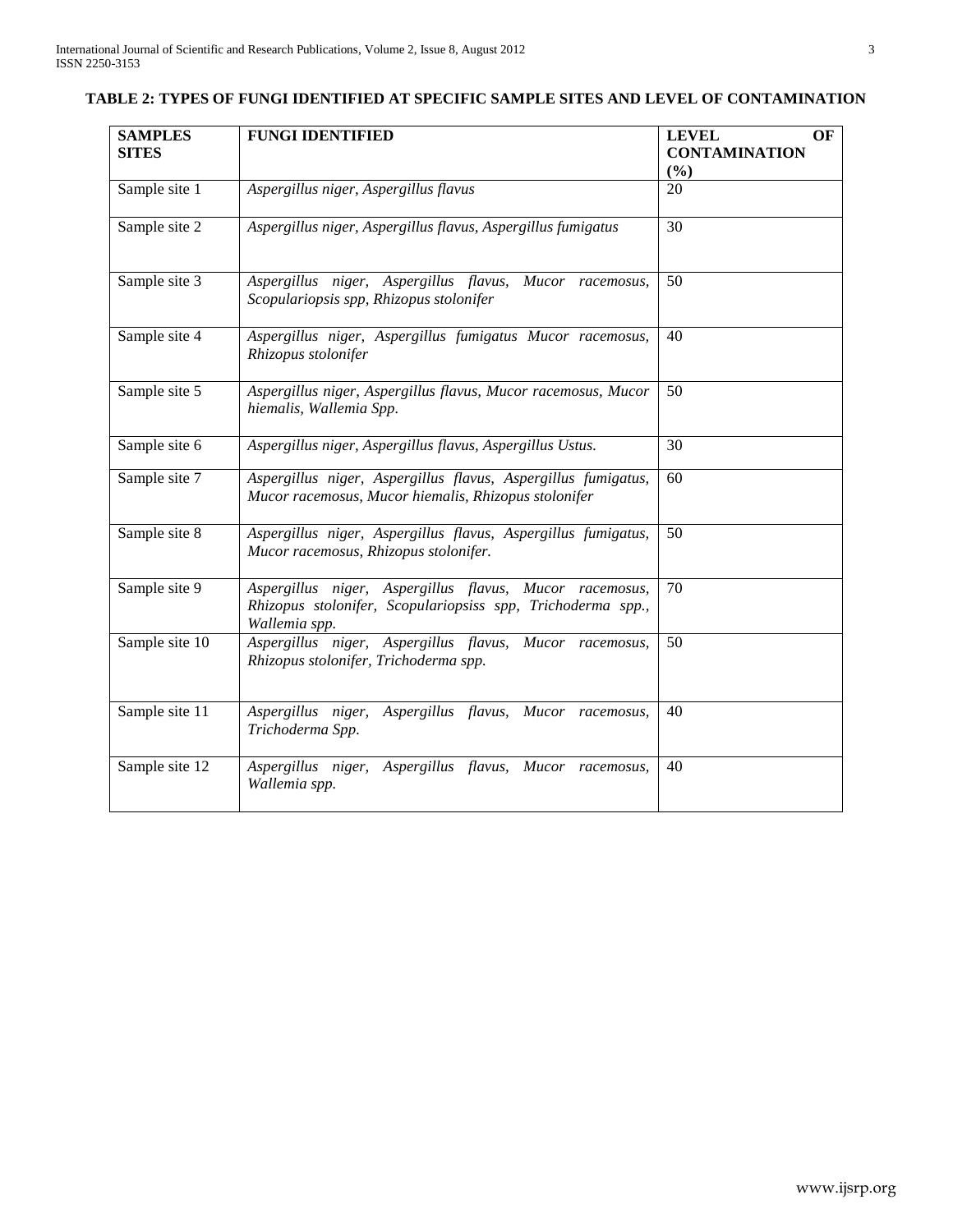**TABLE 2: TYPES OF FUNGI IDENTIFIED AT SPECIFIC SAMPLE SITES AND LEVEL OF CONTAMINATION**

| SAMPLES SITES | FUNGI IDENTIFIED | LEVEL OF CONTAMINATION (%) |
|---|---|---|
| Sample site 1 | *Aspergillus niger, Aspergillus flavus* | 20 |
| Sample site 2 | *Aspergillus niger, Aspergillus flavus, Aspergillus fumigatus* | 30 |
| Sample site 3 | *Aspergillus niger, Aspergillus flavus, Mucor racemosus, Scopulariopsis spp, Rhizopus stolonifer* | 50 |
| Sample site 4 | *Aspergillus niger, Aspergillus fumigatus Mucor racemosus, Rhizopus stolonifer* | 40 |
| Sample site 5 | *Aspergillus niger, Aspergillus flavus, Mucor racemosus, Mucor hiemalis, Wallemia Spp.* | 50 |
| Sample site 6 | *Aspergillus niger, Aspergillus flavus, Aspergillus Ustus.* | 30 |
| Sample site 7 | *Aspergillus niger, Aspergillus flavus, Aspergillus fumigatus, Mucor racemosus, Mucor hiemalis, Rhizopus stolonifer* | 60 |
| Sample site 8 | *Aspergillus niger, Aspergillus flavus, Aspergillus fumigatus, Mucor racemosus, Rhizopus stolonifer.* | 50 |
| Sample site 9 | *Aspergillus niger, Aspergillus flavus, Mucor racemosus, Rhizopus stolonifer, Scopulariopsiss spp, Trichoderma spp., Wallemia spp.* | 70 |
| Sample site 10 | *Aspergillus niger, Aspergillus flavus, Mucor racemosus, Rhizopus stolonifer, Trichoderma spp.* | 50 |
| Sample site 11 | *Aspergillus niger, Aspergillus flavus, Mucor racemosus, Trichoderma Spp.* | 40 |
| Sample site 12 | *Aspergillus niger, Aspergillus flavus, Mucor racemosus, Wallemia spp.* | 40 |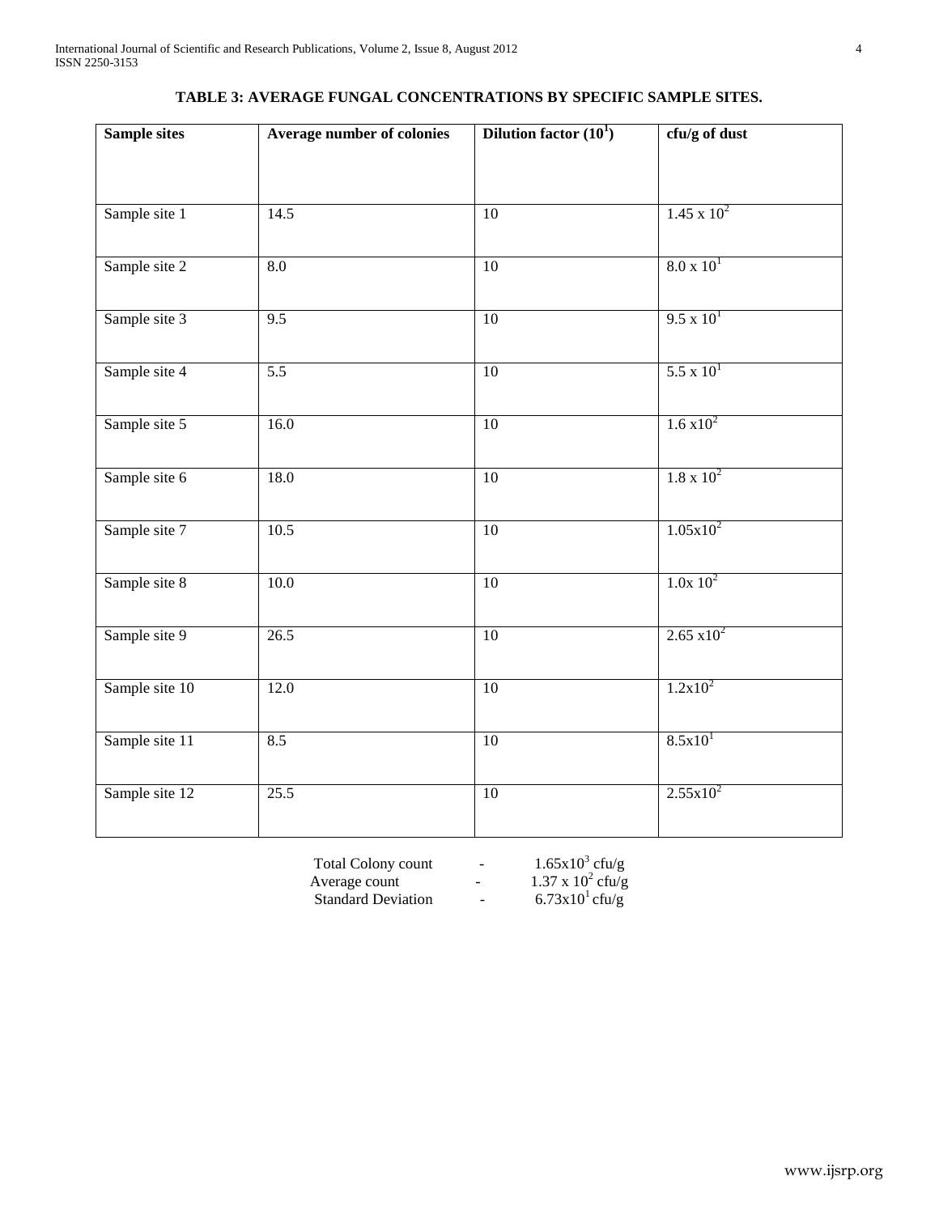**TABLE 3: AVERAGE FUNGAL CONCENTRATIONS BY SPECIFIC SAMPLE SITES.**

| Sample sites | Average number of colonies | Dilution factor ($10^1$) | cfu/g of dust |
|---|---|---|---|
| Sample site 1 | 14.5 | 10 | $1.45 \times 10^2$ |
| Sample site 2 | 8.0 | 10 | $8.0 \times 10^1$ |
| Sample site 3 | 9.5 | 10 | $9.5 \times 10^1$ |
| Sample site 4 | 5.5 | 10 | $5.5 \times 10^1$ |
| Sample site 5 | 16.0 | 10 | $1.6 \times 10^2$ |
| Sample site 6 | 18.0 | 10 | $1.8 \times 10^2$ |
| Sample site 7 | 10.5 | 10 | $1.05 \times 10^2$ |
| Sample site 8 | 10.0 | 10 | $1.0 \times 10^2$ |
| Sample site 9 | 26.5 | 10 | $2.65 \times 10^2$ |
| Sample site 10 | 12.0 | 10 | $1.2 \times 10^2$ |
| Sample site 11 | 8.5 | 10 | $8.5 \times 10^1$ |
| Sample site 12 | 25.5 | 10 | $2.55 \times 10^2$ |

Total Colony count - $1.65 \times 10^3$ cfu/g
Average count - $1.37 \times 10^2$ cfu/g
Standard Deviation - $6.73 \times 10^1$ cfu/g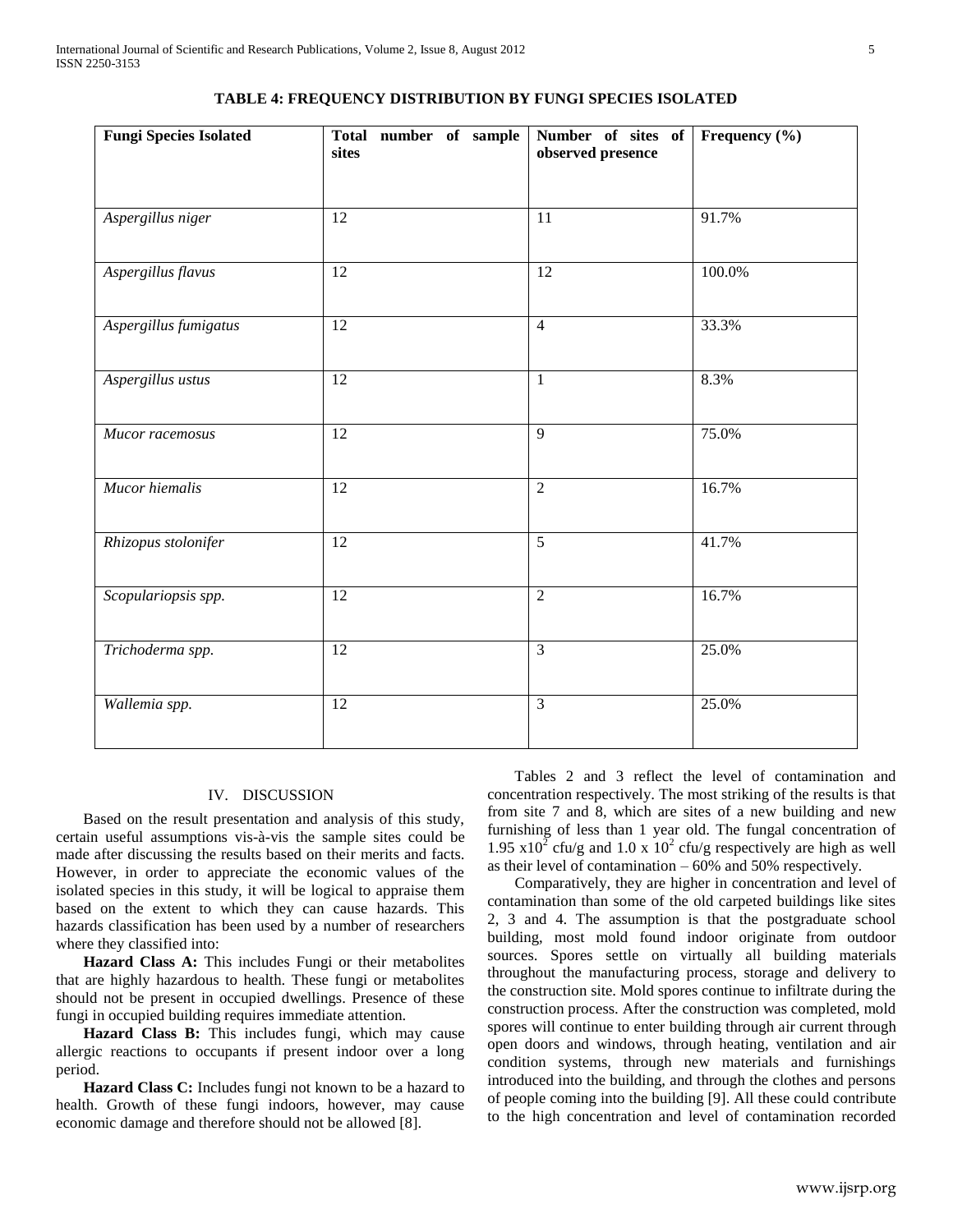**TABLE 4: FREQUENCY DISTRIBUTION BY FUNGI SPECIES ISOLATED**

| Fungi Species Isolated | Total number of sample sites | Number of sites of observed presence | Frequency (%) |
|---|---|---|---|
| *Aspergillus niger* | 12 | 11 | 91.7% |
| *Aspergillus flavus* | 12 | 12 | 100.0% |
| *Aspergillus fumigatus* | 12 | 4 | 33.3% |
| *Aspergillus ustus* | 12 | 1 | 8.3% |
| *Mucor racemosus* | 12 | 9 | 75.0% |
| *Mucor hiemalis* | 12 | 2 | 16.7% |
| *Rhizopus stolonifer* | 12 | 5 | 41.7% |
| *Scopulariopsis spp.* | 12 | 2 | 16.7% |
| *Trichoderma spp.* | 12 | 3 | 25.0% |
| *Wallemia spp.* | 12 | 3 | 25.0% |

## IV. DISCUSSION

Based on the result presentation and analysis of this study, certain useful assumptions vis-à-vis the sample sites could be made after discussing the results based on their merits and facts. However, in order to appreciate the economic values of the isolated species in this study, it will be logical to appraise them based on the extent to which they can cause hazards. This hazards classification has been used by a number of researchers where they classified into:

**Hazard Class A:** This includes Fungi or their metabolites that are highly hazardous to health. These fungi or metabolites should not be present in occupied dwellings. Presence of these fungi in occupied building requires immediate attention.

**Hazard Class B:** This includes fungi, which may cause allergic reactions to occupants if present indoor over a long period.

**Hazard Class C:** Includes fungi not known to be a hazard to health. Growth of these fungi indoors, however, may cause economic damage and therefore should not be allowed [8].

Tables 2 and 3 reflect the level of contamination and concentration respectively. The most striking of the results is that from site 7 and 8, which are sites of a new building and new furnishing of less than 1 year old. The fungal concentration of $1.95 \times 10^2$ cfu/g and $1.0 \times 10^2$ cfu/g respectively are high as well as their level of contamination – 60% and 50% respectively.

Comparatively, they are higher in concentration and level of contamination than some of the old carpeted buildings like sites 2, 3 and 4. The assumption is that the postgraduate school building, most mold found indoor originate from outdoor sources. Spores settle on virtually all building materials throughout the manufacturing process, storage and delivery to the construction site. Mold spores continue to infiltrate during the construction process. After the construction was completed, mold spores will continue to enter building through air current through open doors and windows, through heating, ventilation and air condition systems, through new materials and furnishings introduced into the building, and through the clothes and persons of people coming into the building [9]. All these could contribute to the high concentration and level of contamination recorded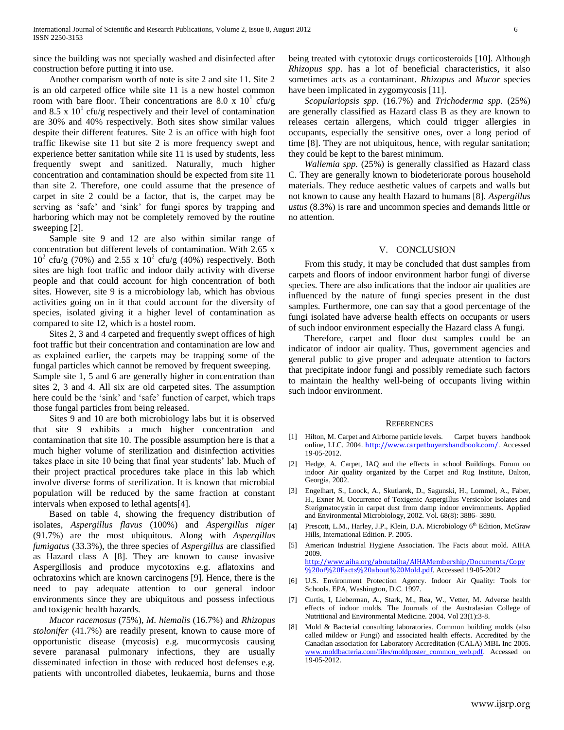since the building was not specially washed and disinfected after construction before putting it into use.

Another comparism worth of note is site 2 and site 11. Site 2 is an old carpeted office while site 11 is a new hostel common room with bare floor. Their concentrations are 8.0 x $10^1$ cfu/g and 8.5 x $10^1$ cfu/g respectively and their level of contamination are 30% and 40% respectively. Both sites show similar values despite their different features. Site 2 is an office with high foot traffic likewise site 11 but site 2 is more frequency swept and experience better sanitation while site 11 is used by students, less frequently swept and sanitized. Naturally, much higher concentration and contamination should be expected from site 11 than site 2. Therefore, one could assume that the presence of carpet in site 2 could be a factor, that is, the carpet may be serving as 'safe' and 'sink' for fungi spores by trapping and harboring which may not be completely removed by the routine sweeping [2].

Sample site 9 and 12 are also within similar range of concentration but different levels of contamination. With 2.65 x $10^2$ cfu/g (70%) and 2.55 x $10^2$ cfu/g (40%) respectively. Both sites are high foot traffic and indoor daily activity with diverse people and that could account for high concentration of both sites. However, site 9 is a microbiology lab, which has obvious activities going on in it that could account for the diversity of species, isolated giving it a higher level of contamination as compared to site 12, which is a hostel room.

Sites 2, 3 and 4 carpeted and frequently swept offices of high foot traffic but their concentration and contamination are low and as explained earlier, the carpets may be trapping some of the fungal particles which cannot be removed by frequent sweeping.

Sample site 1, 5 and 6 are generally higher in concentration than sites 2, 3 and 4. All six are old carpeted sites. The assumption here could be the 'sink' and 'safe' function of carpet, which traps those fungal particles from being released.

Sites 9 and 10 are both microbiology labs but it is observed that site 9 exhibits a much higher concentration and contamination that site 10. The possible assumption here is that a much higher volume of sterilization and disinfection activities takes place in site 10 being that final year students' lab. Much of their project practical procedures take place in this lab which involve diverse forms of sterilization. It is known that microbial population will be reduced by the same fraction at constant intervals when exposed to lethal agents[4].

Based on table 4, showing the frequency distribution of isolates, *Aspergillus flavus* (100%) and *Aspergillus niger* (91.7%) are the most ubiquitous. Along with *Aspergillus fumigatus* (33.3%), the three species of *Aspergillus* are classified as Hazard class A [8]. They are known to cause invasive Aspergillosis and produce mycotoxins e.g. aflatoxins and ochratoxins which are known carcinogens [9]. Hence, there is the need to pay adequate attention to our general indoor environments since they are ubiquitous and possess infectious and toxigenic health hazards.

*Mucor racemosus* (75%), *M. hiemalis* (16.7%) and *Rhizopus stolonifer* (41.7%) are readily present, known to cause more of opportunistic disease (mycosis) e.g. mucormycosis causing severe paranasal pulmonary infections, they are usually disseminated infection in those with reduced host defenses e.g. patients with uncontrolled diabetes, leukaemia, burns and those being treated with cytotoxic drugs corticosteroids [10]. Although *Rhizopus spp*. has a lot of beneficial characteristics, it also sometimes acts as a contaminant. *Rhizopus* and *Mucor* species have been implicated in zygomycosis [11].

*Scopulariopsis spp.* (16.7%) and *Trichoderma spp.* (25%) are generally classified as Hazard class B as they are known to releases certain allergens, which could trigger allergies in occupants, especially the sensitive ones, over a long period of time [8]. They are not ubiquitous, hence, with regular sanitation; they could be kept to the barest minimum.

*Wallemia spp.* (25%) is generally classified as Hazard class C. They are generally known to biodeteriorate porous household materials. They reduce aesthetic values of carpets and walls but not known to cause any health Hazard to humans [8]. *Aspergillus ustus* (8.3%) is rare and uncommon species and demands little or no attention.

## V. Conclusion

From this study, it may be concluded that dust samples from carpets and floors of indoor environment harbor fungi of diverse species. There are also indications that the indoor air qualities are influenced by the nature of fungi species present in the dust samples. Furthermore, one can say that a good percentage of the fungi isolated have adverse health effects on occupants or users of such indoor environment especially the Hazard class A fungi.

Therefore, carpet and floor dust samples could be an indicator of indoor air quality. Thus, government agencies and general public to give proper and adequate attention to factors that precipitate indoor fungi and possibly remediate such factors to maintain the healthy well-being of occupants living within such indoor environment.

## References

[1] Hilton, M. Carpet and Airborne particle levels. Carpet buyers handbook online, LLC. 2004. http://www.carpetbuyershandbook.com/. Accessed 19-05-2012.

[2] Hedge, A. Carpet, IAQ and the effects in school Buildings. Forum on indoor Air quality organized by the Carpet and Rug Institute, Dalton, Georgia, 2002.

[3] Engelhart, S., Loock, A., Skutlarek, D., Sagunski, H., Lommel, A., Faber, H., Exner M. Occurrence of Toxigenic Aspergillus Versicolor Isolates and Sterigmatocystin in carpet dust from damp indoor environments. Applied and Environmental Microbiology, 2002. Vol. 68(8): 3886- 3890.

[4] Prescott, L.M., Harley, J.P., Klein, D.A. Microbiology 6th Edition, McGraw Hills, International Edition. P. 2005.

[5] American Industrial Hygiene Association. The Facts about mold. AIHA 2009. http://www.aiha.org/aboutaiha/AIHAMembership/Documents/Copy%20of%20Facts%20about%20Mold.pdf. Accessed 19-05-2012

[6] U.S. Environment Protection Agency. Indoor Air Quality: Tools for Schools. EPA, Washington, D.C. 1997.

[7] Curtis, I, Lieberman, A., Stark, M., Rea, W., Vetter, M. Adverse health effects of indoor molds. The Journals of the Australasian College of Nutritional and Environmental Medicine. 2004. Vol 23(1):3-8.

[8] Mold & Bacterial consulting laboratories. Common building molds (also called mildew or Fungi) and associated health effects. Accredited by the Canadian association for Laboratory Accreditation (CALA) MBL Inc 2005. www.moldbacteria.com/files/moldposter_common_web.pdf. Accessed on 19-05-2012.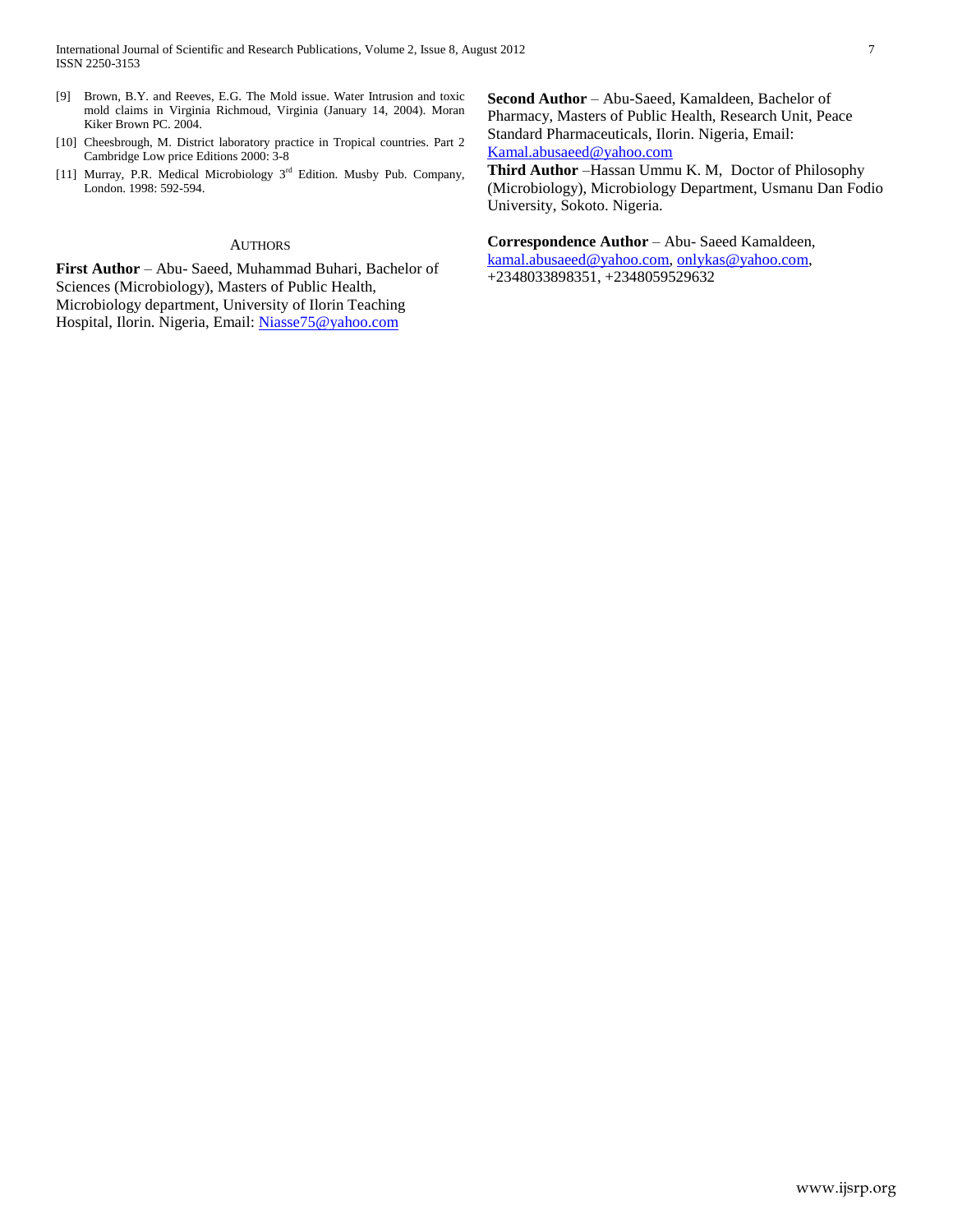[9] Brown, B.Y. and Reeves, E.G. The Mold issue. Water Intrusion and toxic mold claims in Virginia Richmoud, Virginia (January 14, 2004). Moran Kiker Brown PC. 2004.

[10] Cheesbrough, M. District laboratory practice in Tropical countries. Part 2 Cambridge Low price Editions 2000: 3-8

[11] Murray, P.R. Medical Microbiology 3rd Edition. Musby Pub. Company, London. 1998: 592-594.

## AUTHORS

**First Author** – Abu- Saeed, Muhammad Buhari, Bachelor of Sciences (Microbiology), Masters of Public Health, Microbiology department, University of Ilorin Teaching Hospital, Ilorin. Nigeria, Email: Niasse75@yahoo.com

**Second Author** – Abu-Saeed, Kamaldeen, Bachelor of Pharmacy, Masters of Public Health, Research Unit, Peace Standard Pharmaceuticals, Ilorin. Nigeria, Email: Kamal.abusaeed@yahoo.com

**Third Author** –Hassan Ummu K. M, Doctor of Philosophy (Microbiology), Microbiology Department, Usmanu Dan Fodio University, Sokoto. Nigeria.

**Correspondence Author** – Abu- Saeed Kamaldeen, kamal.abusaeed@yahoo.com, onlykas@yahoo.com, +2348033898351, +2348059529632